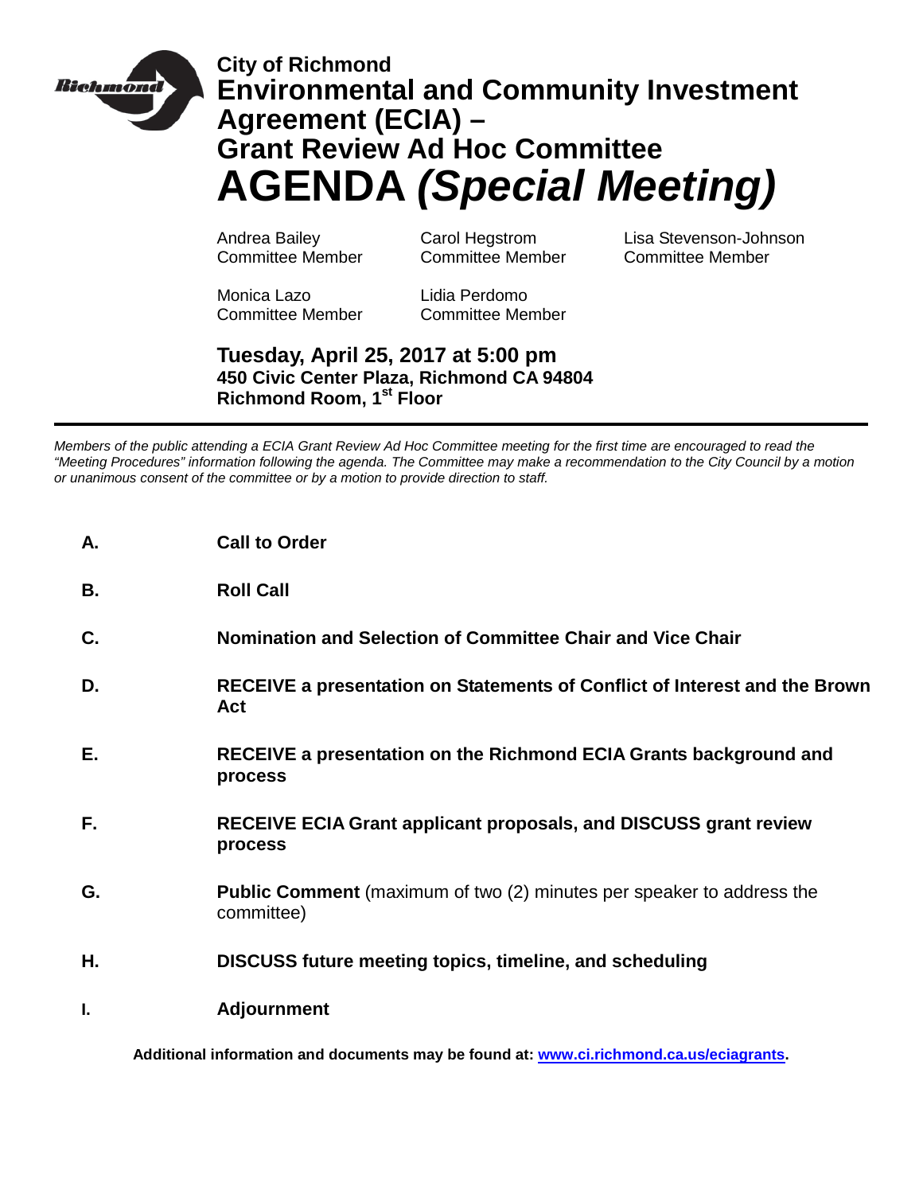# City of Richmond
# Environmental and Community Investment Agreement (ECIA) – Grant Review Ad Hoc Committee
# AGENDA *(Special Meeting)*

Andrea Bailey
Committee Member

Carol Hegstrom
Committee Member

Lisa Stevenson-Johnson
Committee Member

Monica Lazo
Committee Member

Lidia Perdomo
Committee Member

**Tuesday, April 25, 2017 at 5:00 pm**
**450 Civic Center Plaza, Richmond CA 94804**
**Richmond Room, 1st Floor**

---

*Members of the public attending a ECIA Grant Review Ad Hoc Committee meeting for the first time are encouraged to read the "Meeting Procedures" information following the agenda. The Committee may make a recommendation to the City Council by a motion or unanimous consent of the committee or by a motion to provide direction to staff.*

**A.** **Call to Order**

**B.** **Roll Call**

**C.** **Nomination and Selection of Committee Chair and Vice Chair**

**D.** **RECEIVE a presentation on Statements of Conflict of Interest and the Brown Act**

**E.** **RECEIVE a presentation on the Richmond ECIA Grants background and process**

**F.** **RECEIVE ECIA Grant applicant proposals, and DISCUSS grant review process**

**G.** **Public Comment** (maximum of two (2) minutes per speaker to address the committee)

**H.** **DISCUSS future meeting topics, timeline, and scheduling**

**I.** **Adjournment**

**Additional information and documents may be found at: [www.ci.richmond.ca.us/eciagrants](http://www.ci.richmond.ca.us/eciagrants).**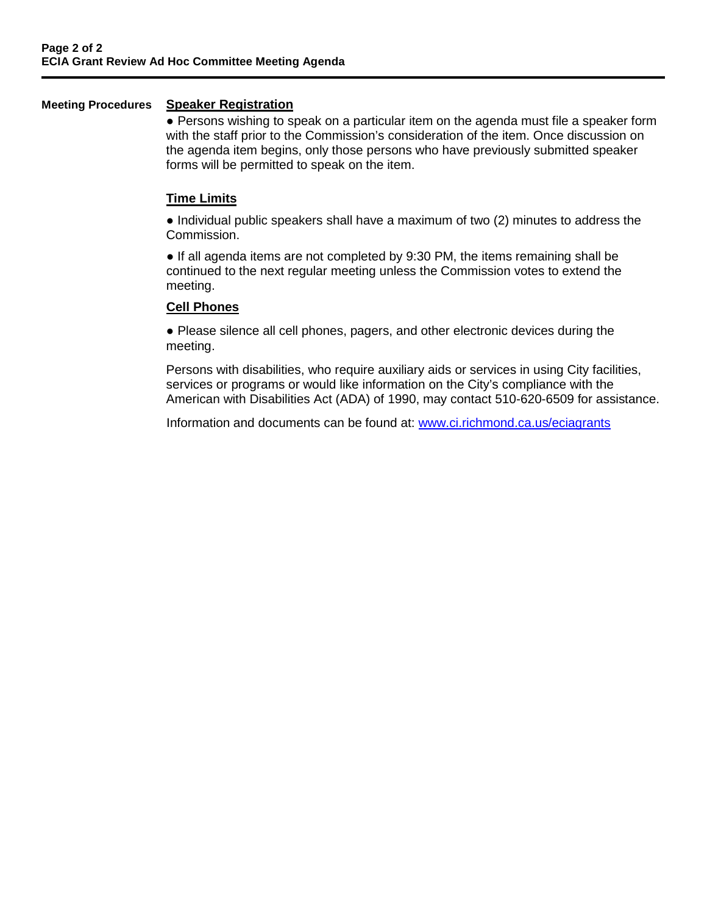**Meeting Procedures**

**Speaker Registration**

● Persons wishing to speak on a particular item on the agenda must file a speaker form with the staff prior to the Commission's consideration of the item. Once discussion on the agenda item begins, only those persons who have previously submitted speaker forms will be permitted to speak on the item.

**Time Limits**

● Individual public speakers shall have a maximum of two (2) minutes to address the Commission.

● If all agenda items are not completed by 9:30 PM, the items remaining shall be continued to the next regular meeting unless the Commission votes to extend the meeting.

**Cell Phones**

● Please silence all cell phones, pagers, and other electronic devices during the meeting.

Persons with disabilities, who require auxiliary aids or services in using City facilities, services or programs or would like information on the City's compliance with the American with Disabilities Act (ADA) of 1990, may contact 510-620-6509 for assistance.

Information and documents can be found at: [www.ci.richmond.ca.us/eciagrants](http://www.ci.richmond.ca.us/eciagrants)